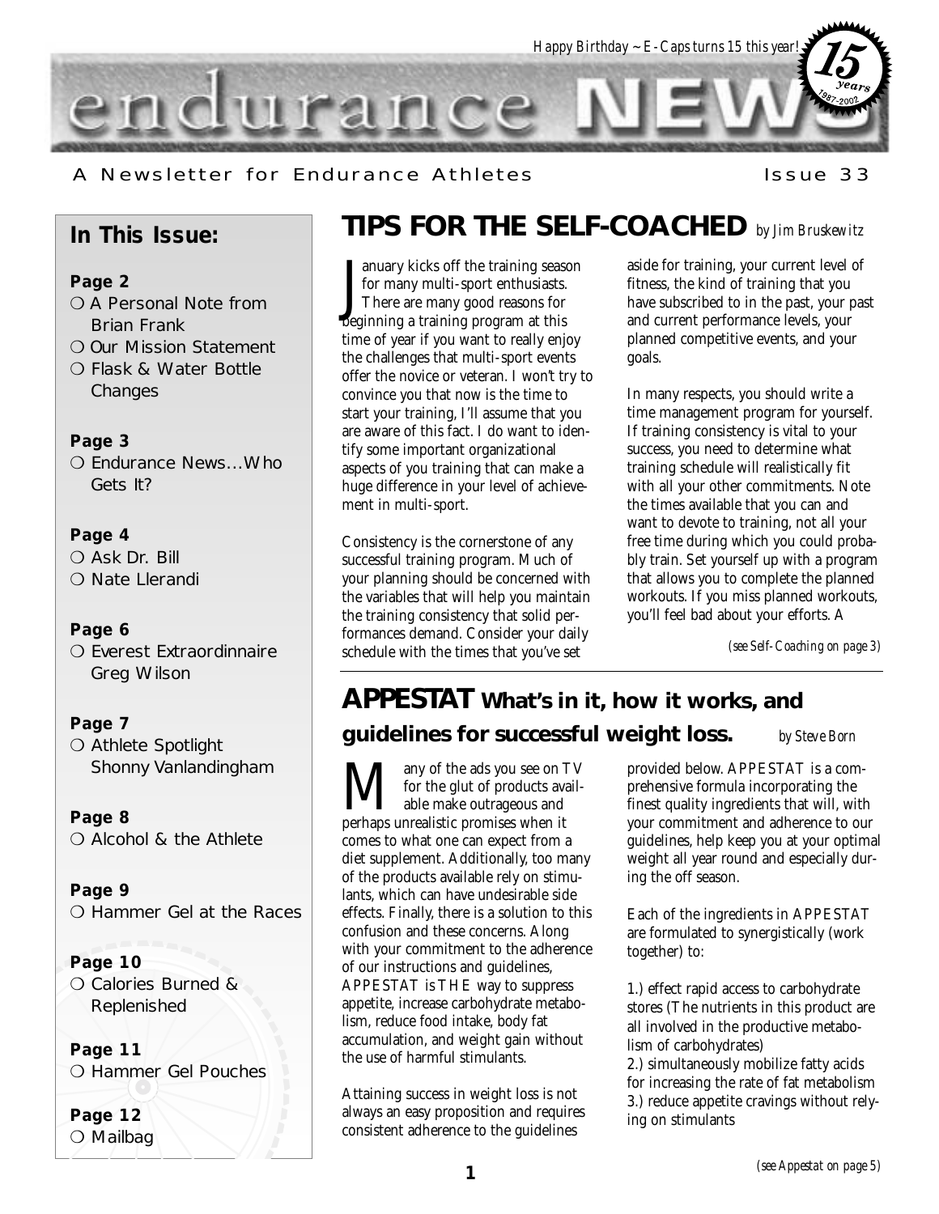*Happy Birthday ~ E-Caps turns 15 this year!* 15 years 1987-2002

# endurance NEWS

A Newsletter for Endurance Athletes Issue 33

## In This Issue:

**Page 2**
- A Personal Note from Brian Frank
- Our Mission Statement
- Flask & Water Bottle Changes

**Page 3**
- Endurance News…Who Gets It?

**Page 4**
- Ask Dr. Bill
- Nate Llerandi

**Page 6**
- Everest Extraordinnaire Greg Wilson

**Page 7**
- Athlete Spotlight Shonny Vanlandingham

**Page 8**
- Alcohol & the Athlete

**Page 9**
- Hammer Gel at the Races

**Page 10**
- Calories Burned & Replenished

**Page 11**
- Hammer Gel Pouches

**Page 12**
- Mailbag

## TIPS FOR THE SELF-COACHED *by Jim Bruskewitz*

January kicks off the training season for many multi-sport enthusiasts. There are many good reasons for beginning a training program at this time of year if you want to really enjoy the challenges that multi-sport events offer the novice or veteran. I won't try to convince you that now is the time to start your training, I'll assume that you are aware of this fact. I do want to identify some important organizational aspects of you training that can make a huge difference in your level of achievement in multi-sport.

Consistency is the cornerstone of any successful training program. Much of your planning should be concerned with the variables that will help you maintain the training consistency that solid performances demand. Consider your daily schedule with the times that you've set aside for training, your current level of fitness, the kind of training that you have subscribed to in the past, your past and current performance levels, your planned competitive events, and your goals.

In many respects, you should write a time management program for yourself. If training consistency is vital to your success, you need to determine what training schedule will realistically fit with all your other commitments. Note the times available that you can and want to devote to training, not all your free time during which you could probably train. Set yourself up with a program that allows you to complete the planned workouts. If you miss planned workouts, you'll feel bad about your efforts. A

*(see Self-Coaching on page 3)*

## APPESTAT What's in it, how it works, and guidelines for successful weight loss. *by Steve Born*

Many of the ads you see on TV for the glut of products available make outrageous and perhaps unrealistic promises when it comes to what one can expect from a diet supplement. Additionally, too many of the products available rely on stimulants, which can have undesirable side effects. Finally, there is a solution to this confusion and these concerns. Along with your commitment to the adherence of our instructions and guidelines, APPESTAT is THE way to suppress appetite, increase carbohydrate metabolism, reduce food intake, body fat accumulation, and weight gain without the use of harmful stimulants.

Attaining success in weight loss is not always an easy proposition and requires consistent adherence to the guidelines provided below. APPESTAT is a comprehensive formula incorporating the finest quality ingredients that will, with your commitment and adherence to our guidelines, help keep you at your optimal weight all year round and especially during the off season.

Each of the ingredients in APPESTAT are formulated to synergistically (work together) to:

1.) effect rapid access to carbohydrate stores (The nutrients in this product are all involved in the productive metabolism of carbohydrates)
2.) simultaneously mobilize fatty acids for increasing the rate of fat metabolism
3.) reduce appetite cravings without relying on stimulants

*(see Appestat on page 5)*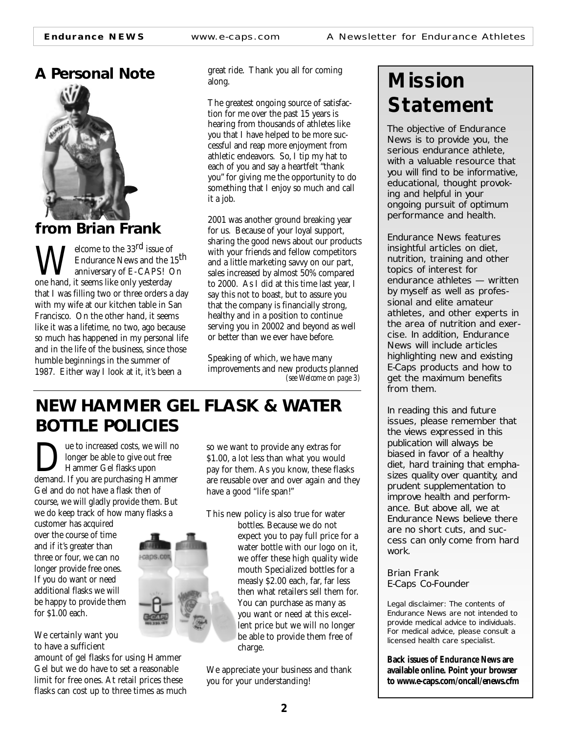# A Personal Note from Brian Frank

Welcome to the 33rd issue of Endurance News and the 15th anniversary of E-CAPS! On one hand, it seems like only yesterday that I was filling two or three orders a day with my wife at our kitchen table in San Francisco. On the other hand, it seems like it was a lifetime, no two, ago because so much has happened in my personal life and in the life of the business, since those humble beginnings in the summer of 1987. Either way I look at it, it's been a great ride. Thank you all for coming along.

The greatest ongoing source of satisfaction for me over the past 15 years is hearing from thousands of athletes like you that I have helped to be more successful and reap more enjoyment from athletic endeavors. So, I tip my hat to each of you and say a heartfelt "thank you" for giving me the opportunity to do something that I enjoy so much and call it a job.

2001 was another ground breaking year for us. Because of your loyal support, sharing the good news about our products with your friends and fellow competitors and a little marketing savvy on our part, sales increased by almost 50% compared to 2000. As I did at this time last year, I say this not to boast, but to assure you that the company is financially strong, healthy and in a position to continue serving you in 20002 and beyond as well or better than we ever have before.

Speaking of which, we have many improvements and new products planned *(see Welcome on page 3)*

# NEW HAMMER GEL FLASK & WATER BOTTLE POLICIES

Due to increased costs, we will no longer be able to give out free Hammer Gel flasks upon demand. If you are purchasing Hammer Gel and do not have a flask then of course, we will gladly provide them. But we do keep track of how many flasks a customer has acquired over the course of time and if it's greater than three or four, we can no longer provide free ones. If you do want or need additional flasks we will be happy to provide them for $1.00 each.

We certainly want you to have a sufficient amount of gel flasks for using Hammer Gel but we do have to set a reasonable limit for free ones. At retail prices these flasks can cost up to three times as much so we want to provide any extras for $1.00, a lot less than what you would pay for them. As you know, these flasks are reusable over and over again and they have a good "life span!"

This new policy is also true for water bottles. Because we do not expect you to pay full price for a water bottle with our logo on it, we offer these high quality wide mouth Specialized bottles for a measly $2.00 each, far, far less then what retailers sell them for. You can purchase as many as you want or need at this excellent price but we will no longer be able to provide them free of charge.

We appreciate your business and thank you for your understanding!

# Mission Statement

The objective of Endurance News is to provide you, the serious endurance athlete, with a valuable resource that you will find to be informative, educational, thought provoking and helpful in your ongoing pursuit of optimum performance and health.

Endurance News features insightful articles on diet, nutrition, training and other topics of interest for endurance athletes — written by myself as well as professional and elite amateur athletes, and other experts in the area of nutrition and exercise. In addition, Endurance News will include articles highlighting new and existing E-Caps products and how to get the maximum benefits from them.

In reading this and future issues, please remember that the views expressed in this publication will always be biased in favor of a healthy diet, hard training that emphasizes quality over quantity, and prudent supplementation to improve health and performance. But above all, we at Endurance News believe there are no short cuts, and success can only come from hard work.

Brian Frank
E-Caps Co-Founder

Legal disclaimer: The contents of Endurance News are not intended to provide medical advice to individuals. For medical advice, please consult a licensed health care specialist.

**Back issues of *Endurance News* are available online. Point your browser to www.e-caps.com/oncall/enews.cfm**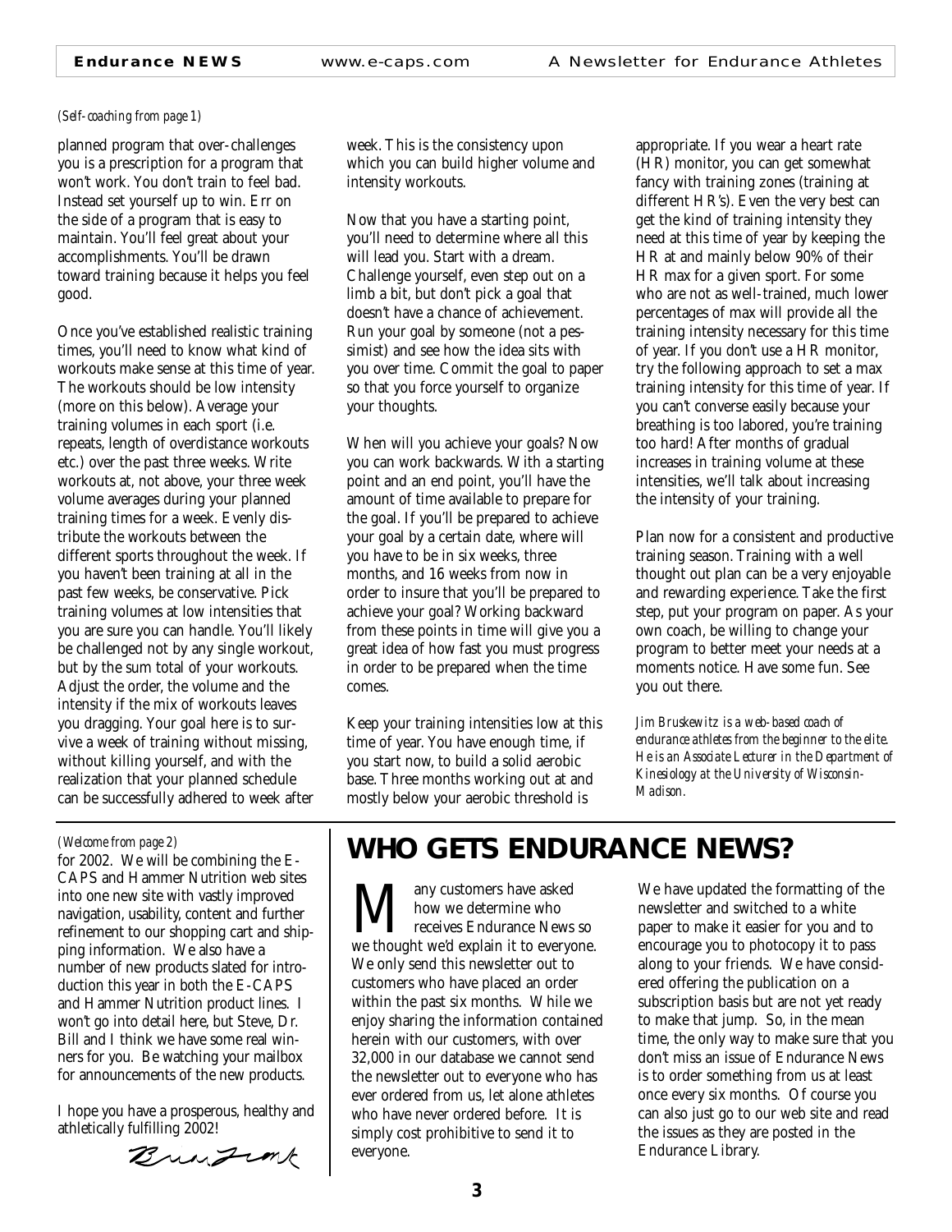*(Self-coaching from page 1)*

planned program that over-challenges you is a prescription for a program that won't work. You don't train to feel bad. Instead set yourself up to win. Err on the side of a program that is easy to maintain. You'll feel great about your accomplishments. You'll be drawn toward training because it helps you feel good.

Once you've established realistic training times, you'll need to know what kind of workouts make sense at this time of year. The workouts should be low intensity (more on this below). Average your training volumes in each sport (i.e. repeats, length of overdistance workouts etc.) over the past three weeks. Write workouts at, not above, your three week volume averages during your planned training times for a week. Evenly distribute the workouts between the different sports throughout the week. If you haven't been training at all in the past few weeks, be conservative. Pick training volumes at low intensities that you are sure you can handle. You'll likely be challenged not by any single workout, but by the sum total of your workouts. Adjust the order, the volume and the intensity if the mix of workouts leaves you dragging. Your goal here is to survive a week of training without missing, without killing yourself, and with the realization that your planned schedule can be successfully adhered to week after week. This is the consistency upon which you can build higher volume and intensity workouts.

Now that you have a starting point, you'll need to determine where all this will lead you. Start with a dream. Challenge yourself, even step out on a limb a bit, but don't pick a goal that doesn't have a chance of achievement. Run your goal by someone (not a pessimist) and see how the idea sits with you over time. Commit the goal to paper so that you force yourself to organize your thoughts.

When will you achieve your goals? Now you can work backwards. With a starting point and an end point, you'll have the amount of time available to prepare for the goal. If you'll be prepared to achieve your goal by a certain date, where will you have to be in six weeks, three months, and 16 weeks from now in order to insure that you'll be prepared to achieve your goal? Working backward from these points in time will give you a great idea of how fast you must progress in order to be prepared when the time comes.

Keep your training intensities low at this time of year. You have enough time, if you start now, to build a solid aerobic base. Three months working out at and mostly below your aerobic threshold is appropriate. If you wear a heart rate (HR) monitor, you can get somewhat fancy with training zones (training at different HR's). Even the very best can get the kind of training intensity they need at this time of year by keeping the HR at and mainly below 90% of their HR max for a given sport. For some who are not as well-trained, much lower percentages of max will provide all the training intensity necessary for this time of year. If you don't use a HR monitor, try the following approach to set a max training intensity for this time of year. If you can't converse easily because your breathing is too labored, you're training too hard! After months of gradual increases in training volume at these intensities, we'll talk about increasing the intensity of your training.

Plan now for a consistent and productive training season. Training with a well thought out plan can be a very enjoyable and rewarding experience. Take the first step, put your program on paper. As your own coach, be willing to change your program to better meet your needs at a moments notice. Have some fun. See you out there.

*Jim Bruskewitz is a web-based coach of endurance athletes from the beginner to the elite. He is an Associate Lecturer in the Department of Kinesiology at the University of Wisconsin-Madison.*

---

*(Welcome from page 2)*

for 2002. We will be combining the E-CAPS and Hammer Nutrition web sites into one new site with vastly improved navigation, usability, content and further refinement to our shopping cart and shipping information. We also have a number of new products slated for introduction this year in both the E-CAPS and Hammer Nutrition product lines. I won't go into detail here, but Steve, Dr. Bill and I think we have some real winners for you. Be watching your mailbox for announcements of the new products.

I hope you have a prosperous, healthy and athletically fulfilling 2002!

Brian Frank

## WHO GETS ENDURANCE NEWS?

Many customers have asked how we determine who receives Endurance News so we thought we'd explain it to everyone. We only send this newsletter out to customers who have placed an order within the past six months. While we enjoy sharing the information contained herein with our customers, with over 32,000 in our database we cannot send the newsletter out to everyone who has ever ordered from us, let alone athletes who have never ordered before. It is simply cost prohibitive to send it to everyone.

We have updated the formatting of the newsletter and switched to a white paper to make it easier for you and to encourage you to photocopy it to pass along to your friends. We have considered offering the publication on a subscription basis but are not yet ready to make that jump. So, in the mean time, the only way to make sure that you don't miss an issue of Endurance News is to order something from us at least once every six months. Of course you can also just go to our web site and read the issues as they are posted in the Endurance Library.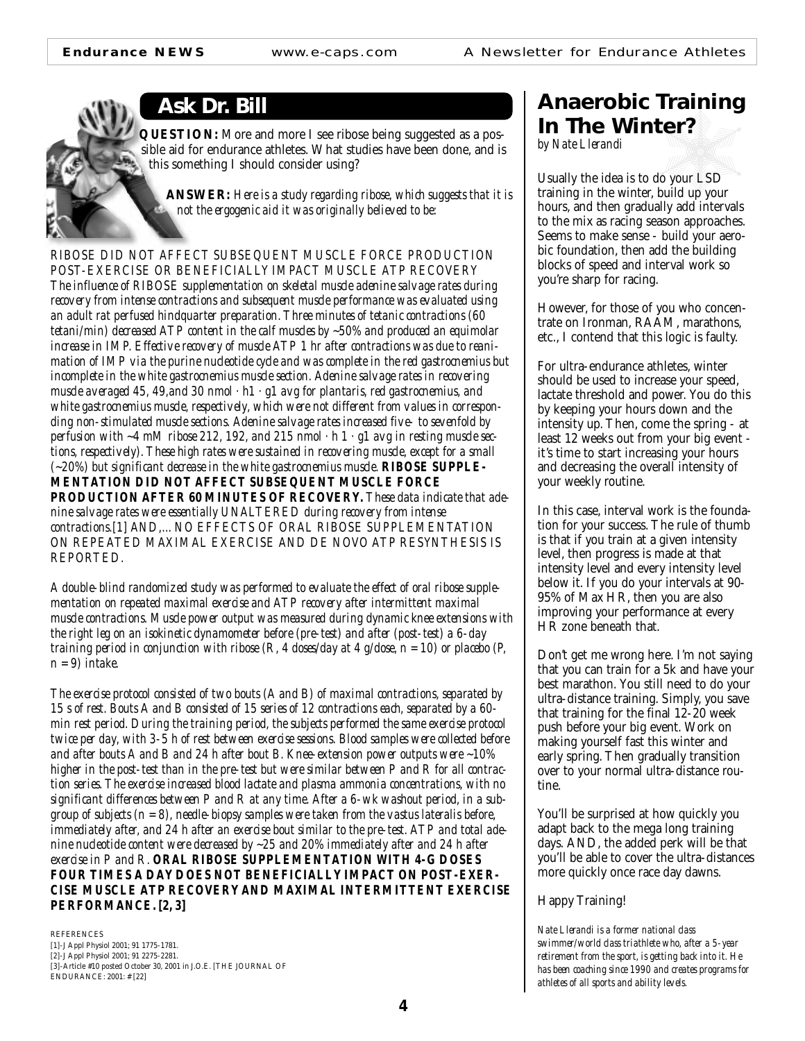## Ask Dr. Bill

**QUESTION:** More and more I see ribose being suggested as a possible aid for endurance athletes. What studies have been done, and is this something I should consider using?

**ANSWER:** *Here is a study regarding ribose, which suggests that it is not the ergogenic aid it was originally believed to be:*

*RIBOSE DID NOT AFFECT SUBSEQUENT MUSCLE FORCE PRODUCTION POST-EXERCISE OR BENEFICIALLY IMPACT MUSCLE ATP RECOVERY*
*The influence of RIBOSE supplementation on skeletal muscle adenine salvage rates during recovery from intense contractions and subsequent muscle performance was evaluated using an adult rat perfused hindquarter preparation. Three minutes of tetanic contractions (60 tetani/min) decreased ATP content in the calf muscles by ~50% and produced an equimolar increase in IMP. Effective recovery of muscle ATP 1 hr after contractions was due to reanimation of IMP via the purine nucleotide cycle and was complete in the red gastrocnemius but incomplete in the white gastrocnemius muscle section. Adenine salvage rates in recovering muscle averaged 45, 49, and 30 nmol · h1 · g1 avg for plantaris, red gastrocnemius, and white gastrocnemius muscle, respectively, which were not different from values in corresponding non-stimulated muscle sections. Adenine salvage rates increased five- to sevenfold by perfusion with ~4 mM ribose 212, 192, and 215 nmol · h 1 · g1 avg in resting muscle sections, respectively). These high rates were sustained in recovering muscle, except for a small (~20%) but significant decrease in the white gastrocnemius muscle.* ***RIBOSE SUPPLEMENTATION DID NOT AFFECT SUBSEQUENT MUSCLE FORCE PRODUCTION AFTER 60 MINUTES OF RECOVERY.*** *These data indicate that adenine salvage rates were essentially UNALTERED during recovery from intense contractions.[1] AND,...NO EFFECTS OF ORAL RIBOSE SUPPLEMENTATION ON REPEATED MAXIMAL EXERCISE AND DE NOVO ATP RESYNTHESIS IS REPORTED.*

*A double-blind randomized study was performed to evaluate the effect of oral ribose supplementation on repeated maximal exercise and ATP recovery after intermittent maximal muscle contractions. Muscle power output was measured during dynamic knee extensions with the right leg on an isokinetic dynamometer before (pre-test) and after (post-test) a 6-day training period in conjunction with ribose (R, 4 doses/day at 4 g/dose, n = 10) or placebo (P, n = 9) intake.*

*The exercise protocol consisted of two bouts (A and B) of maximal contractions, separated by 15 s of rest. Bouts A and B consisted of 15 series of 12 contractions each, separated by a 60-min rest period. During the training period, the subjects performed the same exercise protocol twice per day, with 3-5 h of rest between exercise sessions. Blood samples were collected before and after bouts A and B and 24 h after bout B. Knee-extension power outputs were ~10% higher in the post-test than in the pre-test but were similar between P and R for all contraction series. The exercise increased blood lactate and plasma ammonia concentrations, with no significant differences between P and R at any time. After a 6-wk washout period, in a subgroup of subjects (n = 8), needle-biopsy samples were taken from the vastus lateralis before, immediately after, and 24 h after an exercise bout similar to the pre-test. ATP and total adenine nucleotide content were decreased by ~25 and 20% immediately after and 24 h after exercise in P and R.* ***ORAL RIBOSE SUPPLEMENTATION WITH 4-G DOSES FOUR TIMES A DAY DOES NOT BENEFICIALLY IMPACT ON POST-EXERCISE MUSCLE ATP RECOVERY AND MAXIMAL INTERMITTENT EXERCISE PERFORMANCE. [2, 3]***

REFERENCES
[1]-J Appl Physiol 2001; 91 1775-1781.
[2]-J Appl Physiol 2001; 91 2275-2281.
[3]-Article #10 posted October 30, 2001 in J.O.E. [THE JOURNAL OF ENDURANCE: 2001: # [22]

## Anaerobic Training In The Winter?

*by Nate Llerandi*

Usually the idea is to do your LSD training in the winter, build up your hours, and then gradually add intervals to the mix as racing season approaches. Seems to make sense - build your aerobic foundation, then add the building blocks of speed and interval work so you're sharp for racing.

However, for those of you who concentrate on Ironman, RAAM, marathons, etc., I contend that this logic is faulty.

For ultra-endurance athletes, winter should be used to increase your speed, lactate threshold and power. You do this by keeping your hours down and the intensity up. Then, come the spring - at least 12 weeks out from your big event - it's time to start increasing your hours and decreasing the overall intensity of your weekly routine.

In this case, interval work is the foundation for your success. The rule of thumb is that if you train at a given intensity level, then progress is made at that intensity level and every intensity level below it. If you do your intervals at 90-95% of Max HR, then you are also improving your performance at every HR zone beneath that.

Don't get me wrong here. I'm not saying that you can train for a 5k and have your best marathon. You still need to do your ultra-distance training. Simply, you save that training for the final 12-20 week push before your big event. Work on making yourself fast this winter and early spring. Then gradually transition over to your normal ultra-distance routine.

You'll be surprised at how quickly you adapt back to the mega long training days. AND, the added perk will be that you'll be able to cover the ultra-distances more quickly once race day dawns.

Happy Training!

*Nate Llerandi is a former national class swimmer/world class triathlete who, after a 5-year retirement from the sport, is getting back into it. He has been coaching since 1990 and creates programs for athletes of all sports and ability levels.*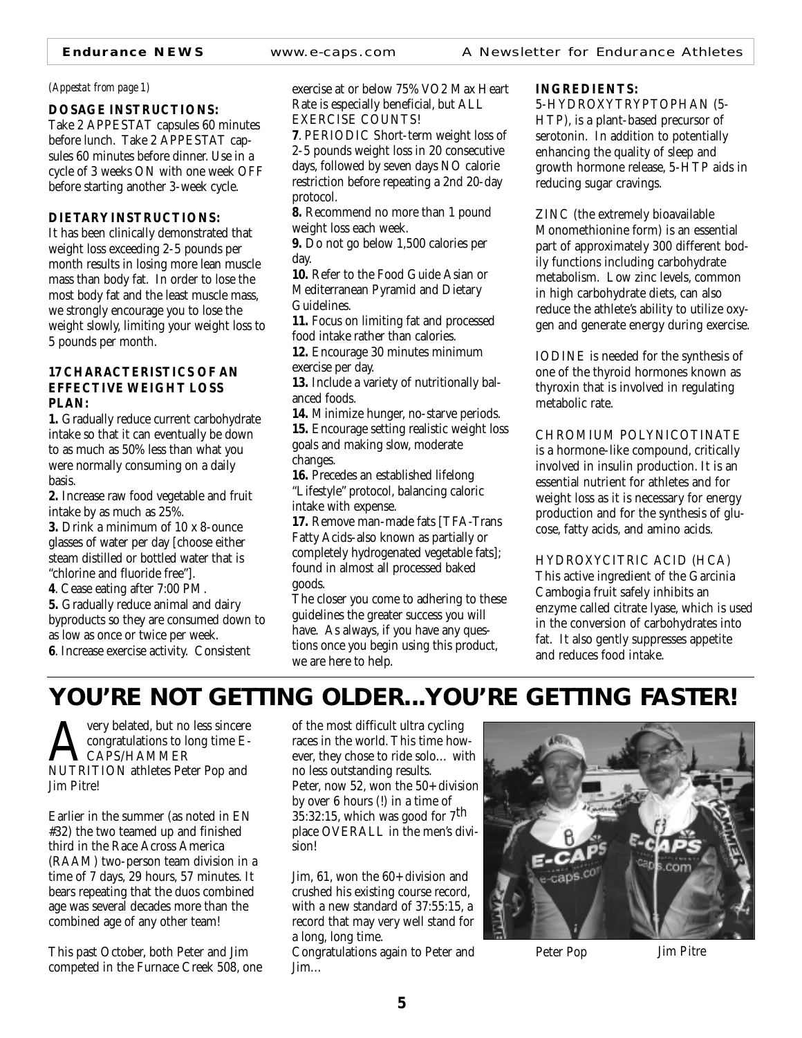*(Appestat from page 1)*

**DOSAGE INSTRUCTIONS:**

Take 2 APPESTAT capsules 60 minutes before lunch. Take 2 APPESTAT capsules 60 minutes before dinner. Use in a cycle of 3 weeks ON with one week OFF before starting another 3-week cycle.

**DIETARY INSTRUCTIONS:**

It has been clinically demonstrated that weight loss exceeding 2-5 pounds per month results in losing more lean muscle mass than body fat. In order to lose the most body fat and the least muscle mass, we strongly encourage you to lose the weight slowly, limiting your weight loss to 5 pounds per month.

**17 CHARACTERISTICS OF AN EFFECTIVE WEIGHT LOSS PLAN:**

**1.** Gradually reduce current carbohydrate intake so that it can eventually be down to as much as 50% less than what you were normally consuming on a daily basis.

**2.** Increase raw food vegetable and fruit intake by as much as 25%.

**3.** Drink a minimum of 10 x 8-ounce glasses of water per day [choose either steam distilled or bottled water that is "chlorine and fluoride free"].

**4**. Cease eating after 7:00 PM.

**5.** Gradually reduce animal and dairy byproducts so they are consumed down to as low as once or twice per week.

**6**. Increase exercise activity. Consistent exercise at or below 75% VO2 Max Heart Rate is especially beneficial, but ALL EXERCISE COUNTS!

**7**. PERIODIC Short-term weight loss of 2-5 pounds weight loss in 20 consecutive days, followed by seven days NO calorie restriction before repeating a 2nd 20-day protocol.

**8.** Recommend no more than 1 pound weight loss each week.

**9.** Do not go below 1,500 calories per day.

**10.** Refer to the Food Guide Asian or Mediterranean Pyramid and Dietary Guidelines.

**11.** Focus on limiting fat and processed food intake rather than calories.

**12.** Encourage 30 minutes minimum exercise per day.

**13.** Include a variety of nutritionally balanced foods.

**14.** Minimize hunger, no-starve periods.

**15.** Encourage setting realistic weight loss goals and making slow, moderate changes.

**16.** Precedes an established lifelong "Lifestyle" protocol, balancing caloric intake with expense.

**17.** Remove man-made fats [TFA-Trans Fatty Acids-also known as partially or completely hydrogenated vegetable fats]; found in almost all processed baked goods.

The closer you come to adhering to these guidelines the greater success you will have. As always, if you have any questions once you begin using this product, we are here to help.

**INGREDIENTS:**

5-HYDROXYTRYPTOPHAN (5-HTP), is a plant-based precursor of serotonin. In addition to potentially enhancing the quality of sleep and growth hormone release, 5-HTP aids in reducing sugar cravings.

ZINC (the extremely bioavailable Monomethionine form) is an essential part of approximately 300 different bodily functions including carbohydrate metabolism. Low zinc levels, common in high carbohydrate diets, can also reduce the athlete's ability to utilize oxygen and generate energy during exercise.

IODINE is needed for the synthesis of one of the thyroid hormones known as thyroxin that is involved in regulating metabolic rate.

CHROMIUM POLYNICOTINATE is a hormone-like compound, critically involved in insulin production. It is an essential nutrient for athletes and for weight loss as it is necessary for energy production and for the synthesis of glucose, fatty acids, and amino acids.

HYDROXYCITRIC ACID (HCA) This active ingredient of the Garcinia Cambogia fruit safely inhibits an enzyme called citrate lyase, which is used in the conversion of carbohydrates into fat. It also gently suppresses appetite and reduces food intake.

# YOU'RE NOT GETTING OLDER...YOU'RE GETTING FASTER!

A very belated, but no less sincere congratulations to long time E-CAPS/HAMMER NUTRITION athletes Peter Pop and Jim Pitre!

Earlier in the summer (as noted in EN #32) the two teamed up and finished third in the Race Across America (RAAM) two-person team division in a time of 7 days, 29 hours, 57 minutes. It bears repeating that the duos combined age was several decades more than the combined age of any other team!

This past October, both Peter and Jim competed in the Furnace Creek 508, one of the most difficult ultra cycling races in the world. This time however, they chose to ride solo… with no less outstanding results.

Peter, now 52, won the 50+ division by over 6 hours (!) in a time of 35:32:15, which was good for 7th place OVERALL in the men's division!

Jim, 61, won the 60+ division and crushed his existing course record, with a new standard of 37:55:15, a record that may very well stand for a long, long time.

Congratulations again to Peter and Jim…

Peter Pop Jim Pitre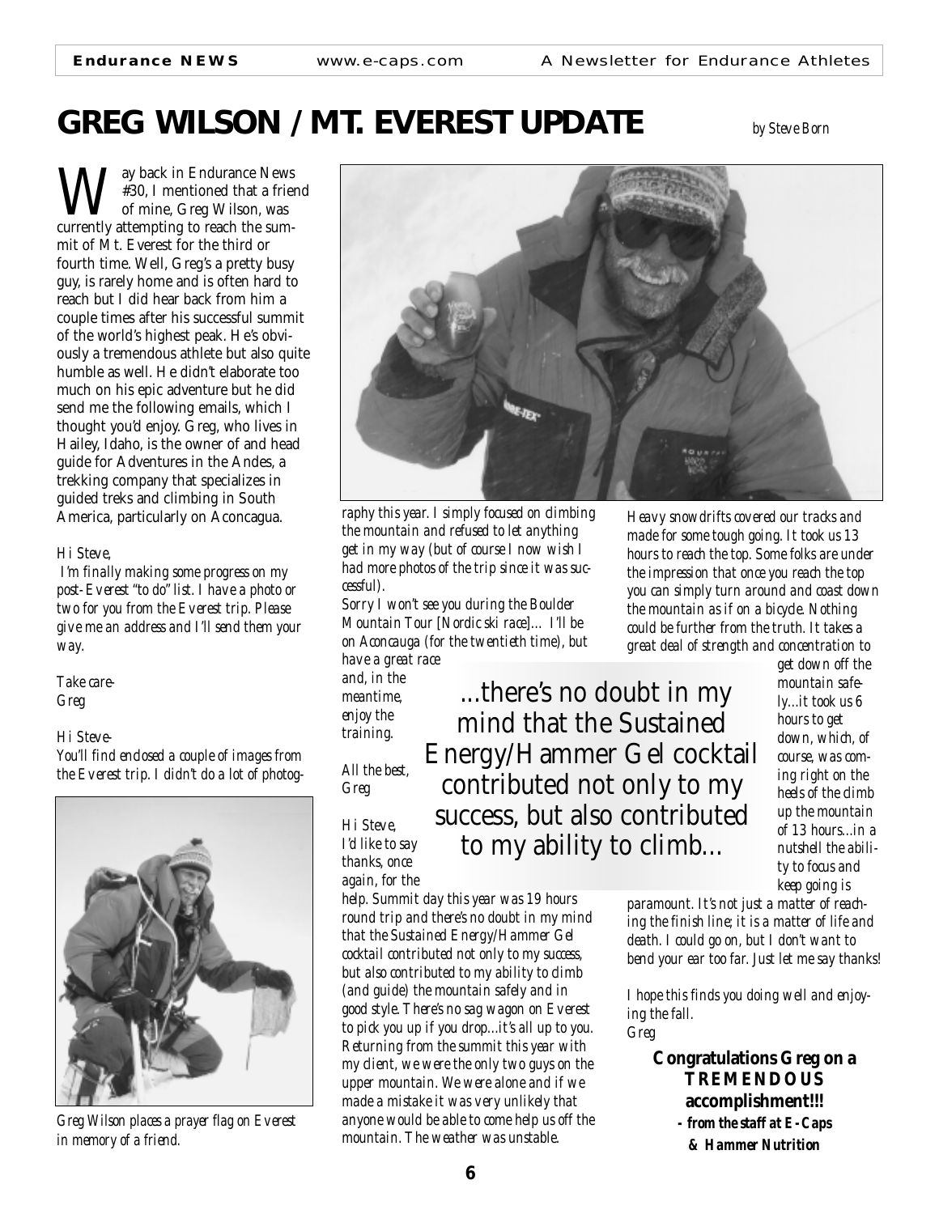# GREG WILSON / MT. EVEREST UPDATE

*by Steve Born*

Way back in Endurance News #30, I mentioned that a friend of mine, Greg Wilson, was currently attempting to reach the summit of Mt. Everest for the third or fourth time. Well, Greg's a pretty busy guy, is rarely home and is often hard to reach but I did hear back from him a couple times after his successful summit of the world's highest peak. He's obviously a tremendous athlete but also quite humble as well. He didn't elaborate too much on his epic adventure but he did send me the following emails, which I thought you'd enjoy. Greg, who lives in Hailey, Idaho, is the owner of and head guide for Adventures in the Andes, a trekking company that specializes in guided treks and climbing in South America, particularly on Aconcagua.

*Hi Steve,*

*I'm finally making some progress on my post-Everest "to do" list. I have a photo or two for you from the Everest trip. Please give me an address and I'll send them your way.*

*Take care-*
*Greg*

*Hi Steve-*

*You'll find enclosed a couple of images from the Everest trip. I didn't do a lot of photography this year. I simply focused on climbing the mountain and refused to let anything get in my way (but of course I now wish I had more photos of the trip since it was successful).*

*Sorry I won't see you during the Boulder Mountain Tour [Nordic ski race]… I'll be on Aconcauga (for the twentieth time), but have a great race and, in the meantime, enjoy the training.*

*All the best,*
*Greg*

*Greg Wilson places a prayer flag on Everest in memory of a friend.*

> ...there's no doubt in my mind that the Sustained Energy/Hammer Gel cocktail contributed not only to my success, but also contributed to my ability to climb...

*Hi Steve,*

*I'd like to say thanks, once again, for the help. Summit day this year was 19 hours round trip and there's no doubt in my mind that the Sustained Energy/Hammer Gel cocktail contributed not only to my success, but also contributed to my ability to climb (and guide) the mountain safely and in good style. There's no sag wagon on Everest to pick you up if you drop…it's all up to you. Returning from the summit this year with my client, we were the only two guys on the upper mountain. We were alone and if we made a mistake it was very unlikely that anyone would be able to come help us off the mountain. The weather was unstable. Heavy snowdrifts covered our tracks and made for some tough going. It took us 13 hours to reach the top. Some folks are under the impression that once you reach the top you can simply turn around and coast down the mountain as if on a bicycle. Nothing could be further from the truth. It takes a great deal of strength and concentration to get down off the mountain safely…it took us 6 hours to get down, which, of course, was coming right on the heels of the climb up the mountain of 13 hours…in a nutshell the ability to focus and keep going is paramount. It's not just a matter of reaching the finish line; it is a matter of life and death. I could go on, but I don't want to bend your ear too far. Just let me say thanks!*

*I hope this finds you doing well and enjoying the fall.*
*Greg*

**Congratulations Greg on a TREMENDOUS accomplishment!!!**

***- from the staff at E-Caps & Hammer Nutrition***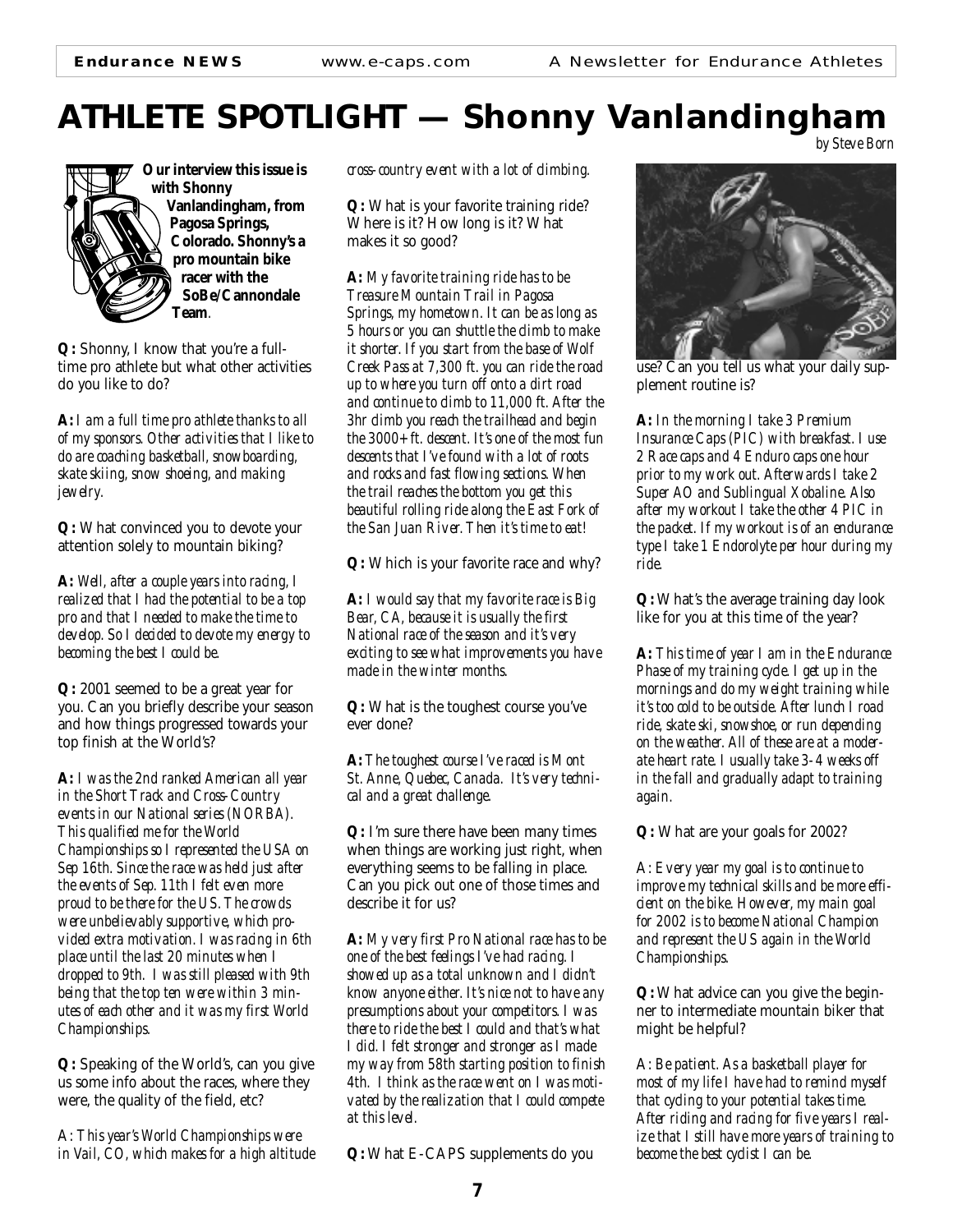// ATHLETE SPOTLIGHT — Shonny Vanlandingham

*by Steve Born*

**Our interview this issue is with Shonny Vanlandingham, from Pagosa Springs, Colorado. Shonny's a pro mountain bike racer with the SoBe/Cannondale Team.**

**Q:** Shonny, I know that you're a full-time pro athlete but what other activities do you like to do?

**A:** *I am a full time pro athlete thanks to all of my sponsors. Other activities that I like to do are coaching basketball, snowboarding, skate skiing, snow shoeing, and making jewelry.*

**Q:** What convinced you to devote your attention solely to mountain biking?

**A:** *Well, after a couple years into racing, I realized that I had the potential to be a top pro and that I needed to make the time to develop. So I decided to devote my energy to becoming the best I could be.*

**Q:** 2001 seemed to be a great year for you. Can you briefly describe your season and how things progressed towards your top finish at the World's?

**A:** *I was the 2nd ranked American all year in the Short Track and Cross-Country events in our National series (NORBA). This qualified me for the World Championships so I represented the USA on Sep 16th. Since the race was held just after the events of Sep. 11th I felt even more proud to be there for the US. The crowds were unbelievably supportive, which provided extra motivation. I was racing in 6th place until the last 20 minutes when I dropped to 9th. I was still pleased with 9th being that the top ten were within 3 minutes of each other and it was my first World Championships.*

**Q:** Speaking of the World's, can you give us some info about the races, where they were, the quality of the field, etc?

*A: This year's World Championships were in Vail, CO, which makes for a high altitude cross-country event with a lot of climbing.*

**Q:** What is your favorite training ride? Where is it? How long is it? What makes it so good?

**A:** *My favorite training ride has to be Treasure Mountain Trail in Pagosa Springs, my hometown. It can be as long as 5 hours or you can shuttle the climb to make it shorter. If you start from the base of Wolf Creek Pass at 7,300 ft. you can ride the road up to where you turn off onto a dirt road and continue to climb to 11,000 ft. After the 3hr climb you reach the trailhead and begin the 3000+ ft. descent. It's one of the most fun descents that I've found with a lot of roots and rocks and fast flowing sections. When the trail reaches the bottom you get this beautiful rolling ride along the East Fork of the San Juan River. Then it's time to eat!*

**Q:** Which is your favorite race and why?

**A:** *I would say that my favorite race is Big Bear, CA, because it is usually the first National race of the season and it's very exciting to see what improvements you have made in the winter months.*

**Q:** What is the toughest course you've ever done?

**A:** *The toughest course I've raced is Mont St. Anne, Quebec, Canada. It's very technical and a great challenge.*

**Q:** I'm sure there have been many times when things are working just right, when everything seems to be falling in place. Can you pick out one of those times and describe it for us?

**A:** *My very first Pro National race has to be one of the best feelings I've had racing. I showed up as a total unknown and I didn't know anyone either. It's nice not to have any presumptions about your competitors. I was there to ride the best I could and that's what I did. I felt stronger and stronger as I made my way from 58th starting position to finish 4th. I think as the race went on I was motivated by the realization that I could compete at this level.*

**Q:** What E-CAPS supplements do you use? Can you tell us what your daily supplement routine is?

**A:** *In the morning I take 3 Premium Insurance Caps (PIC) with breakfast. I use 2 Race caps and 4 Enduro caps one hour prior to my work out. Afterwards I take 2 Super AO and Sublingual Xobaline. Also after my workout I take the other 4 PIC in the packet. If my workout is of an endurance type I take 1 Endorolyte per hour during my ride.*

**Q:** What's the average training day look like for you at this time of the year?

**A:** *This time of year I am in the Endurance Phase of my training cycle. I get up in the mornings and do my weight training while it's too cold to be outside. After lunch I road ride, skate ski, snowshoe, or run depending on the weather. All of these are at a moderate heart rate. I usually take 3-4 weeks off in the fall and gradually adapt to training again.*

**Q:** What are your goals for 2002?

*A: Every year my goal is to continue to improve my technical skills and be more efficient on the bike. However, my main goal for 2002 is to become National Champion and represent the US again in the World Championships.*

**Q:** What advice can you give the beginner to intermediate mountain biker that might be helpful?

*A: Be patient. As a basketball player for most of my life I have had to remind myself that cycling to your potential takes time. After riding and racing for five years I realize that I still have more years of training to become the best cyclist I can be.*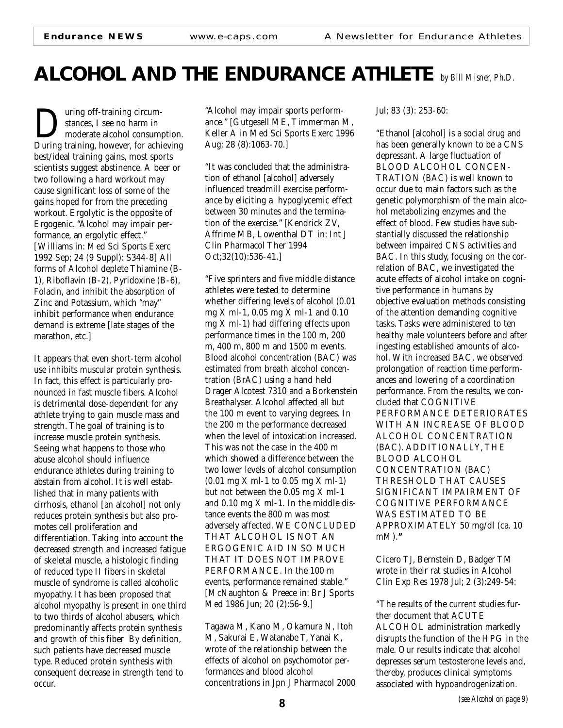# ALCOHOL AND THE ENDURANCE ATHLETE *by Bill Misner, Ph.D.*

During off-training circumstances, I see no harm in moderate alcohol consumption. During training, however, for achieving best/ideal training gains, most sports scientists suggest abstinence. A beer or two following a hard workout may cause significant loss of some of the gains hoped for from the preceding workout. Ergolytic is the opposite of Ergogenic. "Alcohol may impair performance, an ergolytic effect." [Williams in: Med Sci Sports Exerc 1992 Sep; 24 (9 Suppl): S344-8] All forms of Alcohol deplete Thiamine (B-1), Riboflavin (B-2), Pyridoxine (B-6), Folacin, and inhibit the absorption of Zinc and Potassium, which "may" inhibit performance when endurance demand is extreme [late stages of the marathon, etc.]

It appears that even short-term alcohol use inhibits muscular protein synthesis. In fact, this effect is particularly pronounced in fast muscle fibers. Alcohol is detrimental dose-dependent for any athlete trying to gain muscle mass and strength. The goal of training is to increase muscle protein synthesis. Seeing what happens to those who abuse alcohol should influence endurance athletes during training to abstain from alcohol. It is well established that in many patients with cirrhosis, ethanol [an alcohol] not only reduces protein synthesis but also promotes cell proliferation and differentiation. Taking into account the decreased strength and increased fatigue of skeletal muscle, a histologic finding of reduced type II fibers in skeletal muscle of syndrome is called alcoholic myopathy. It has been proposed that alcohol myopathy is present in one third to two thirds of alcohol abusers, which predominantly affects protein synthesis and growth of this fiber By definition, such patients have decreased muscle type. Reduced protein synthesis with consequent decrease in strength tend to occur.

"Alcohol may impair sports performance." [Gutgesell ME, Timmerman M, Keller A in Med Sci Sports Exerc 1996 Aug; 28 (8):1063-70.]

"It was concluded that the administration of ethanol [alcohol] adversely influenced treadmill exercise performance by eliciting a hypoglycemic effect between 30 minutes and the termination of the exercise." [Kendrick ZV, Affrime MB, Lowenthal DT in: Int J Clin Pharmacol Ther 1994 Oct;32(10):536-41.]

"Five sprinters and five middle distance athletes were tested to determine whether differing levels of alcohol (0.01 mg X ml-1, 0.05 mg X ml-1 and 0.10 mg X ml-1) had differing effects upon performance times in the 100 m, 200 m, 400 m, 800 m and 1500 m events. Blood alcohol concentration (BAC) was estimated from breath alcohol concentration (BrAC) using a hand held Drager Alcotest 7310 and a Borkenstein Breathalyser. Alcohol affected all but the 100 m event to varying degrees. In the 200 m the performance decreased when the level of intoxication increased. This was not the case in the 400 m which showed a difference between the two lower levels of alcohol consumption (0.01 mg X ml-1 to 0.05 mg X ml-1) but not between the 0.05 mg X ml-1 and 0.10 mg X ml-1. In the middle distance events the 800 m was most adversely affected. WE CONCLUDED THAT ALCOHOL IS NOT AN ERGOGENIC AID IN SO MUCH THAT IT DOES NOT IMPROVE PERFORMANCE. In the 100 m events, performance remained stable." [McNaughton & Preece in: Br J Sports Med 1986 Jun; 20 (2):56-9.]

Tagawa M, Kano M, Okamura N, Itoh M, Sakurai E, Watanabe T, Yanai K, wrote of the relationship between the effects of alcohol on psychomotor performances and blood alcohol concentrations in Jpn J Pharmacol 2000 Jul; 83 (3): 253-60:

"Ethanol [alcohol] is a social drug and has been generally known to be a CNS depressant. A large fluctuation of BLOOD ALCOHOL CONCENTRATION (BAC) is well known to occur due to main factors such as the genetic polymorphism of the main alcohol metabolizing enzymes and the effect of blood. Few studies have substantially discussed the relationship between impaired CNS activities and BAC. In this study, focusing on the correlation of BAC, we investigated the acute effects of alcohol intake on cognitive performance in humans by objective evaluation methods consisting of the attention demanding cognitive tasks. Tasks were administered to ten healthy male volunteers before and after ingesting established amounts of alcohol. With increased BAC, we observed prolongation of reaction time performances and lowering of a coordination performance. From the results, we concluded that COGNITIVE PERFORMANCE DETERIORATES WITH AN INCREASE OF BLOOD ALCOHOL CONCENTRATION (BAC). ADDITIONALLY, THE BLOOD ALCOHOL CONCENTRATION (BAC) THRESHOLD THAT CAUSES SIGNIFICANT IMPAIRMENT OF COGNITIVE PERFORMANCE WAS ESTIMATED TO BE APPROXIMATELY 50 mg/dl (ca. 10 mM)."

Cicero TJ, Bernstein D, Badger TM wrote in their rat studies in Alcohol Clin Exp Res 1978 Jul; 2 (3):249-54:

"The results of the current studies further document that ACUTE ALCOHOL administration markedly disrupts the function of the HPG in the male. Our results indicate that alcohol depresses serum testosterone levels and, thereby, produces clinical symptoms associated with hypoandrogenization.

*(see Alcohol on page 9)*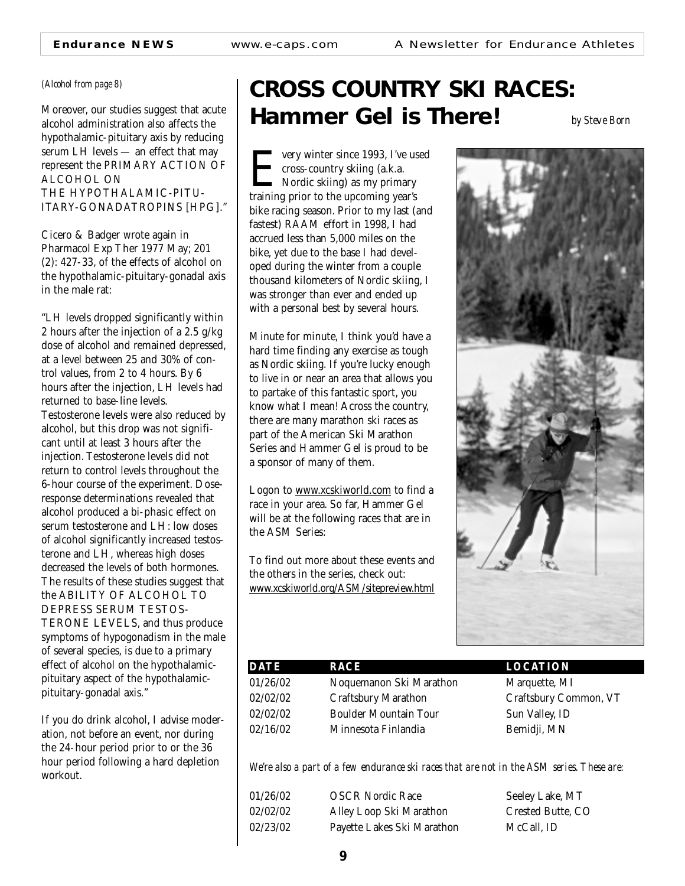*(Alcohol from page 8)*

Moreover, our studies suggest that acute alcohol administration also affects the hypothalamic-pituitary axis by reducing serum LH levels — an effect that may represent the PRIMARY ACTION OF ALCOHOL ON THE HYPOTHALAMIC-PITUITARY-GONADATROPINS [HPG]."

Cicero & Badger wrote again in Pharmacol Exp Ther 1977 May; 201 (2): 427-33, of the effects of alcohol on the hypothalamic-pituitary-gonadal axis in the male rat:

"LH levels dropped significantly within 2 hours after the injection of a 2.5 g/kg dose of alcohol and remained depressed, at a level between 25 and 30% of control values, from 2 to 4 hours. By 6 hours after the injection, LH levels had returned to base-line levels. Testosterone levels were also reduced by alcohol, but this drop was not significant until at least 3 hours after the injection. Testosterone levels did not return to control levels throughout the 6-hour course of the experiment. Dose-response determinations revealed that alcohol produced a bi-phasic effect on serum testosterone and LH: low doses of alcohol significantly increased testosterone and LH, whereas high doses decreased the levels of both hormones. The results of these studies suggest that the ABILITY OF ALCOHOL TO DEPRESS SERUM TESTOSTERONE LEVELS, and thus produce symptoms of hypogonadism in the male of several species, is due to a primary effect of alcohol on the hypothalamic-pituitary aspect of the hypothalamic-pituitary-gonadal axis."

If you do drink alcohol, I advise moderation, not before an event, nor during the 24-hour period prior to or the 36 hour period following a hard depletion workout.

# CROSS COUNTRY SKI RACES: Hammer Gel is There!

*by Steve Born*

Every winter since 1993, I've used cross-country skiing (a.k.a. Nordic skiing) as my primary training prior to the upcoming year's bike racing season. Prior to my last (and fastest) RAAM effort in 1998, I had accrued less than 5,000 miles on the bike, yet due to the base I had developed during the winter from a couple thousand kilometers of Nordic skiing, I was stronger than ever and ended up with a personal best by several hours.

Minute for minute, I think you'd have a hard time finding any exercise as tough as Nordic skiing. If you're lucky enough to live in or near an area that allows you to partake of this fantastic sport, you know what I mean! Across the country, there are many marathon ski races as part of the American Ski Marathon Series and Hammer Gel is proud to be a sponsor of many of them.

Logon to www.xcskiworld.com to find a race in your area. So far, Hammer Gel will be at the following races that are in the ASM Series:

To find out more about these events and the others in the series, check out: www.xcskiworld.org/ASM/sitepreview.html

| DATE | RACE | LOCATION |
|---|---|---|
| 01/26/02 | Noquemanon Ski Marathon | Marquette, MI |
| 02/02/02 | Craftsbury Marathon | Craftsbury Common, VT |
| 02/02/02 | Boulder Mountain Tour | Sun Valley, ID |
| 02/16/02 | Minnesota Finlandia | Bemidji, MN |

*We're also a part of a few endurance ski races that are not in the ASM series. These are:*

| DATE | RACE | LOCATION |
|---|---|---|
| 01/26/02 | OSCR Nordic Race | Seeley Lake, MT |
| 02/02/02 | Alley Loop Ski Marathon | Crested Butte, CO |
| 02/23/02 | Payette Lakes Ski Marathon | McCall, ID |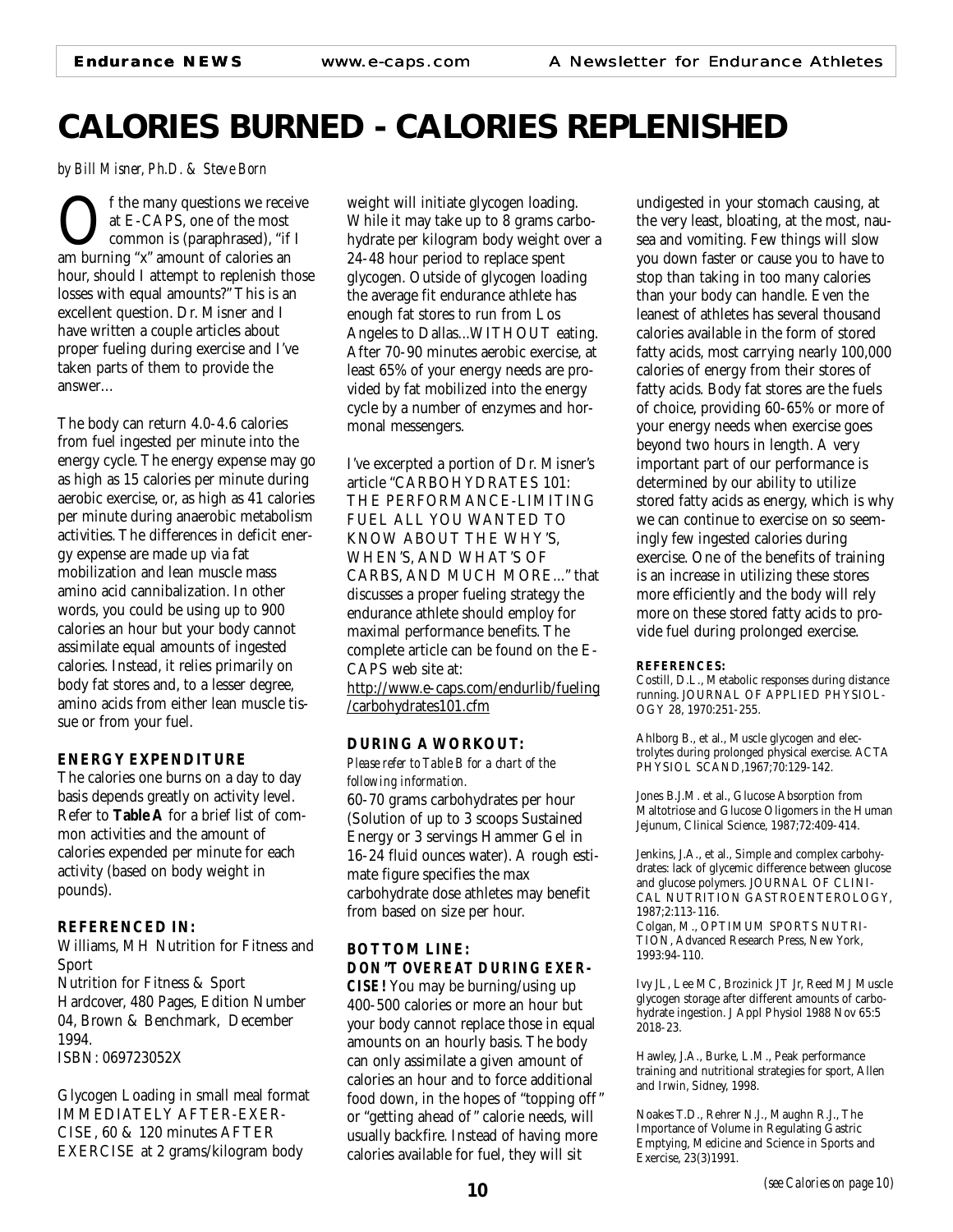# CALORIES BURNED - CALORIES REPLENISHED

*by Bill Misner, Ph.D. & Steve Born*

Of the many questions we receive at E-CAPS, one of the most common is (paraphrased), "if I am burning "x" amount of calories an hour, should I attempt to replenish those losses with equal amounts?" This is an excellent question. Dr. Misner and I have written a couple articles about proper fueling during exercise and I've taken parts of them to provide the answer...

The body can return 4.0-4.6 calories from fuel ingested per minute into the energy cycle. The energy expense may go as high as 15 calories per minute during aerobic exercise, or, as high as 41 calories per minute during anaerobic metabolism activities. The differences in deficit energy expense are made up via fat mobilization and lean muscle mass amino acid cannibalization. In other words, you could be using up to 900 calories an hour but your body cannot assimilate equal amounts of ingested calories. Instead, it relies primarily on body fat stores and, to a lesser degree, amino acids from either lean muscle tissue or from your fuel.

**ENERGY EXPENDITURE**

The calories one burns on a day to day basis depends greatly on activity level. Refer to **Table A** for a brief list of common activities and the amount of calories expended per minute for each activity (based on body weight in pounds).

**REFERENCED IN:**

Williams, MH Nutrition for Fitness and Sport
Nutrition for Fitness & Sport
Hardcover, 480 Pages, Edition Number 04, Brown & Benchmark, December 1994.
ISBN: 069723052X

Glycogen Loading in small meal format IMMEDIATELY AFTER-EXERCISE, 60 & 120 minutes AFTER EXERCISE at 2 grams/kilogram body weight will initiate glycogen loading. While it may take up to 8 grams carbohydrate per kilogram body weight over a 24-48 hour period to replace spent glycogen. Outside of glycogen loading the average fit endurance athlete has enough fat stores to run from Los Angeles to Dallas...WITHOUT eating. After 70-90 minutes aerobic exercise, at least 65% of your energy needs are provided by fat mobilized into the energy cycle by a number of enzymes and hormonal messengers.

I've excerpted a portion of Dr. Misner's article "CARBOHYDRATES 101: THE PERFORMANCE-LIMITING FUEL ALL YOU WANTED TO KNOW ABOUT THE WHY'S, WHEN'S, AND WHAT'S OF CARBS, AND MUCH MORE..." that discusses a proper fueling strategy the endurance athlete should employ for maximal performance benefits. The complete article can be found on the E-CAPS web site at:
http://www.e-caps.com/endurlib/fueling/carbohydrates101.cfm

**DURING A WORKOUT:**

*Please refer to Table B for a chart of the following information.*

60-70 grams carbohydrates per hour (Solution of up to 3 scoops Sustained Energy or 3 servings Hammer Gel in 16-24 fluid ounces water). A rough estimate figure specifies the max carbohydrate dose athletes may benefit from based on size per hour.

**BOTTOM LINE:**
**DON'T OVEREAT DURING EXERCISE!** You may be burning/using up 400-500 calories or more an hour but your body cannot replace those in equal amounts on an hourly basis. The body can only assimilate a given amount of calories an hour and to force additional food down, in the hopes of "topping off" or "getting ahead of" calorie needs, will usually backfire. Instead of having more calories available for fuel, they will sit undigested in your stomach causing, at the very least, bloating, at the most, nausea and vomiting. Few things will slow you down faster or cause you to have to stop than taking in too many calories than your body can handle. Even the leanest of athletes has several thousand calories available in the form of stored fatty acids, most carrying nearly 100,000 calories of energy from their stores of fatty acids. Body fat stores are the fuels of choice, providing 60-65% or more of your energy needs when exercise goes beyond two hours in length. A very important part of our performance is determined by our ability to utilize stored fatty acids as energy, which is why we can continue to exercise on so seemingly few ingested calories during exercise. One of the benefits of training is an increase in utilizing these stores more efficiently and the body will rely more on these stored fatty acids to provide fuel during prolonged exercise.

**REFERENCES:**

Costill, D.L., Metabolic responses during distance running. JOURNAL OF APPLIED PHYSIOLOGY 28, 1970:251-255.

Ahlborg B., et al., Muscle glycogen and electrolytes during prolonged physical exercise. ACTA PHYSIOL SCAND,1967;70:129-142.

Jones B.J.M. et al., Glucose Absorption from Maltotriose and Glucose Oligomers in the Human Jejunum, Clinical Science, 1987;72:409-414.

Jenkins, J.A., et al., Simple and complex carbohydrates: lack of glycemic difference between glucose and glucose polymers. JOURNAL OF CLINICAL NUTRITION GASTROENTEROLOGY, 1987;2:113-116.
Colgan, M., OPTIMUM SPORTS NUTRITION, Advanced Research Press, New York, 1993:94-110.

Ivy JL, Lee MC, Brozinick JT Jr, Reed MJ Muscle glycogen storage after different amounts of carbohydrate ingestion. J Appl Physiol 1988 Nov 65:5 2018-23.

Hawley, J.A., Burke, L.M., Peak performance training and nutritional strategies for sport, Allen and Irwin, Sidney, 1998.

Noakes T.D., Rehrer N.J., Maughn R.J., The Importance of Volume in Regulating Gastric Emptying, Medicine and Science in Sports and Exercise, 23(3)1991.

*(see Calories on page 10)*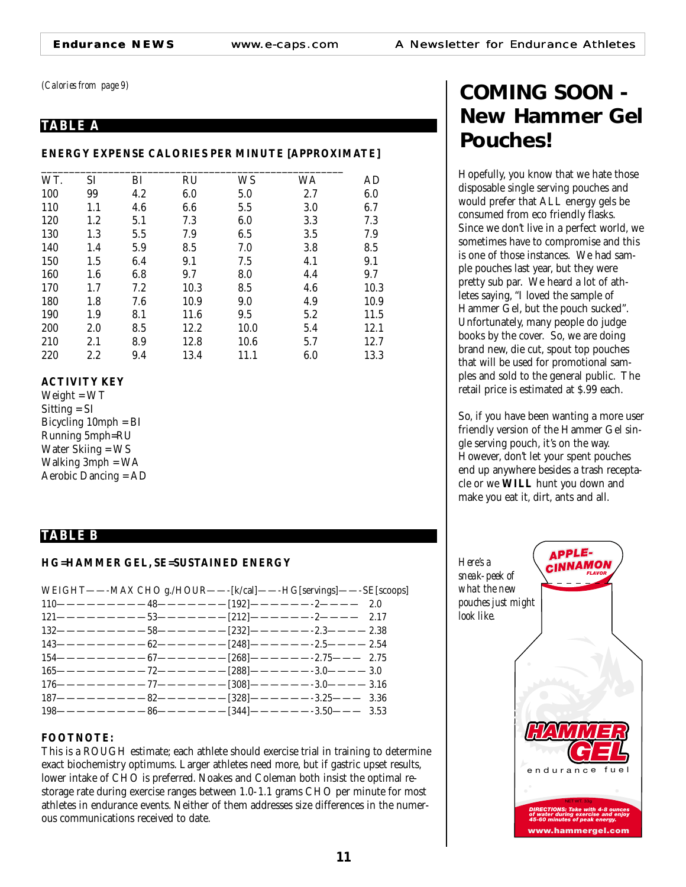*(Calories from page 9)*

## TABLE A

**ENERGY EXPENSE CALORIES PER MINUTE [APPROXIMATE]**

| WT. | SI | BI | RU | WS | WA | AD |
|---|---|---|---|---|---|---|
| 100 | 99 | 4.2 | 6.0 | 5.0 | 2.7 | 6.0 |
| 110 | 1.1 | 4.6 | 6.6 | 5.5 | 3.0 | 6.7 |
| 120 | 1.2 | 5.1 | 7.3 | 6.0 | 3.3 | 7.3 |
| 130 | 1.3 | 5.5 | 7.9 | 6.5 | 3.5 | 7.9 |
| 140 | 1.4 | 5.9 | 8.5 | 7.0 | 3.8 | 8.5 |
| 150 | 1.5 | 6.4 | 9.1 | 7.5 | 4.1 | 9.1 |
| 160 | 1.6 | 6.8 | 9.7 | 8.0 | 4.4 | 9.7 |
| 170 | 1.7 | 7.2 | 10.3 | 8.5 | 4.6 | 10.3 |
| 180 | 1.8 | 7.6 | 10.9 | 9.0 | 4.9 | 10.9 |
| 190 | 1.9 | 8.1 | 11.6 | 9.5 | 5.2 | 11.5 |
| 200 | 2.0 | 8.5 | 12.2 | 10.0 | 5.4 | 12.1 |
| 210 | 2.1 | 8.9 | 12.8 | 10.6 | 5.7 | 12.7 |
| 220 | 2.2 | 9.4 | 13.4 | 11.1 | 6.0 | 13.3 |

**ACTIVITY KEY**

Weight = WT
Sitting = SI
Bicycling 10mph = BI
Running 5mph=RU
Water Skiing = WS
Walking 3mph = WA
Aerobic Dancing = AD

## TABLE B

**HG=HAMMER GEL, SE=SUSTAINED ENERGY**

| WEIGHT | MAX CHO g./HOUR | [k/cal] | HG [servings] | SE [scoops] |
|---|---|---|---|---|
| 110 | 48 | [192] | 2 | 2.0 |
| 121 | 53 | [212] | 2 | 2.17 |
| 132 | 58 | [232] | 2.3 | 2.38 |
| 143 | 62 | [248] | 2.5 | 2.54 |
| 154 | 67 | [268] | 2.75 | 2.75 |
| 165 | 72 | [288] | 3.0 | 3.0 |
| 176 | 77 | [308] | 3.0 | 3.16 |
| 187 | 82 | [328] | 3.25 | 3.36 |
| 198 | 86 | [344] | 3.50 | 3.53 |

**FOOTNOTE:**

This is a ROUGH estimate; each athlete should exercise trial in training to determine exact biochemistry optimums. Larger athletes need more, but if gastric upset results, lower intake of CHO is preferred. Noakes and Coleman both insist the optimal re-storage rate during exercise ranges between 1.0-1.1 grams CHO per minute for most athletes in endurance events. Neither of them addresses size differences in the numerous communications received to date.

# COMING SOON - New Hammer Gel Pouches!

Hopefully, you know that we hate those disposable single serving pouches and would prefer that ALL energy gels be consumed from eco friendly flasks. Since we don't live in a perfect world, we sometimes have to compromise and this is one of those instances. We had sample pouches last year, but they were pretty sub par. We heard a lot of athletes saying, "I loved the sample of Hammer Gel, but the pouch sucked". Unfortunately, many people do judge books by the cover. So, we are doing brand new, die cut, spout top pouches that will be used for promotional samples and sold to the general public. The retail price is estimated at $.99 each.

So, if you have been wanting a more user friendly version of the Hammer Gel single serving pouch, it's on the way. However, don't let your spent pouches end up anywhere besides a trash receptacle or we **WILL** hunt you down and make you eat it, dirt, ants and all.

*Here's a sneak-peek of what the new pouches just might look like.*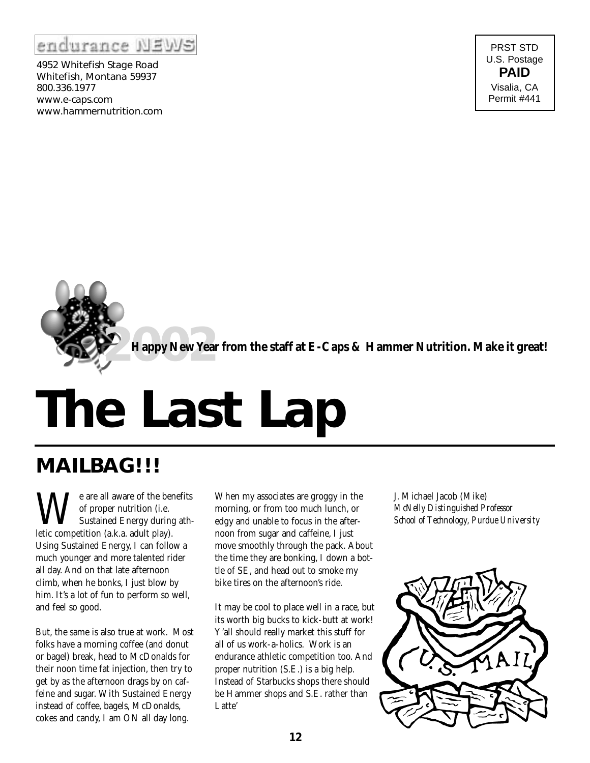endurance NEWS

4952 Whitefish Stage Road
Whitefish, Montana 59937
800.336.1977
www.e-caps.com
www.hammernutrition.com

PRST STD
U.S. Postage
**PAID**
Visalia, CA
Permit #441

2002

**Happy New Year from the staff at E-Caps & Hammer Nutrition. Make it great!**

# The Last Lap

## MAILBAG!!!

We are all aware of the benefits of proper nutrition (i.e. Sustained Energy during athletic competition (a.k.a. adult play). Using Sustained Energy, I can follow a much younger and more talented rider all day. And on that late afternoon climb, when he bonks, I just blow by him. It's a lot of fun to perform so well, and feel so good.

But, the same is also true at work. Most folks have a morning coffee (and donut or bagel) break, head to McDonalds for their noon time fat injection, then try to get by as the afternoon drags by on caffeine and sugar. With Sustained Energy instead of coffee, bagels, McDonalds, cokes and candy, I am ON all day long.

When my associates are groggy in the morning, or from too much lunch, or edgy and unable to focus in the afternoon from sugar and caffeine, I just move smoothly through the pack. About the time they are bonking, I down a bottle of SE, and head out to smoke my bike tires on the afternoon's ride.

It may be cool to place well in a race, but its worth big bucks to kick-butt at work! Y'all should really market this stuff for all of us work-a-holics. Work is an endurance athletic competition too. And proper nutrition (S.E.) is a big help. Instead of Starbucks shops there should be Hammer shops and S.E. rather than Latte'

J. Michael Jacob (Mike)
*McNelly Distinguished Professor*
*School of Technology, Purdue University*